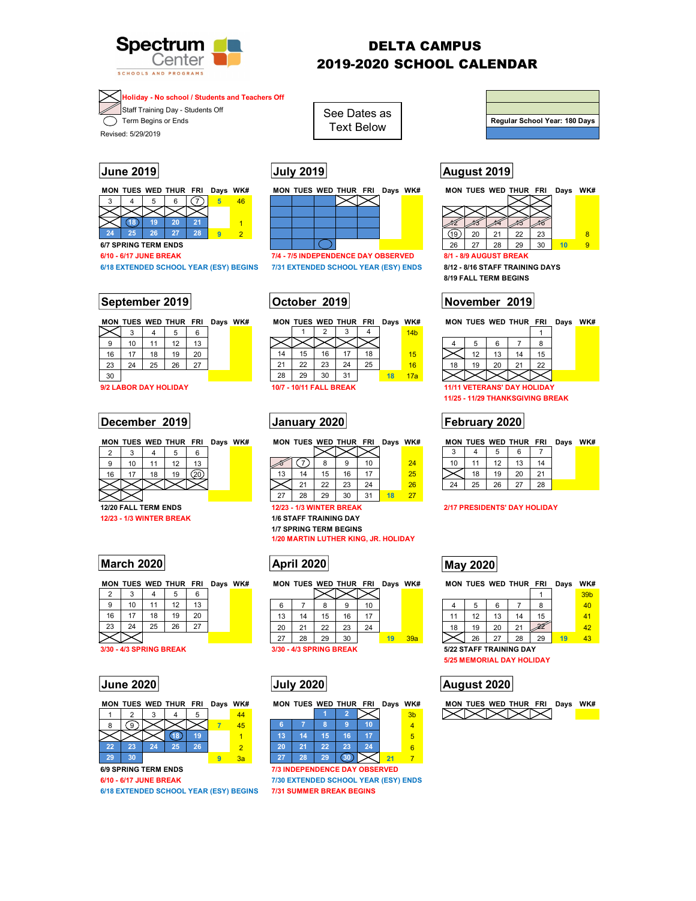Spectrum Center
SCHOOLS AND PROGRAMS

# DELTA CAMPUS
# 2019-2020 SCHOOL CALENDAR

Holiday - No school / Students and Teachers Off
Staff Training Day - Students Off
Term Begins or Ends
Revised: 5/29/2019

See Dates as Text Below

Regular School Year: 180 Days

## June 2019

| MON | TUES | WED | THUR | FRI | Days | WK# |
|---|---|---|---|---|---|---|
| 3 | 4 | 5 | 6 | 7 | 5 | 46 |
| | | | | | | |
| | 18 | 19 | 20 | 21 | | 1 |
| 24 | 25 | 26 | 27 | 28 | 9 | 2 |

6/7 SPRING TERM ENDS
6/10 - 6/17 JUNE BREAK
6/18 EXTENDED SCHOOL YEAR (ESY) BEGINS

## July 2019

| MON | TUES | WED | THUR | FRI | Days | WK# |
|---|---|---|---|---|---|---|
| | | | | | | |

7/4 - 7/5 INDEPENDENCE DAY OBSERVED
7/31 EXTENDED SCHOOL YEAR (ESY) ENDS

## August 2019

| MON | TUES | WED | THUR | FRI | Days | WK# |
|---|---|---|---|---|---|---|
| | | | | | | |
| | | | | | | |
| 12 | 13 | 14 | 15 | 16 | | |
| 19 | 20 | 21 | 22 | 23 | | 8 |
| 26 | 27 | 28 | 29 | 30 | 10 | 9 |

8/1 - 8/9 AUGUST BREAK
8/12 - 8/16 STAFF TRAINING DAYS
8/19 FALL TERM BEGINS

## September 2019

| MON | TUES | WED | THUR | FRI | Days | WK# |
|---|---|---|---|---|---|---|
| | 3 | 4 | 5 | 6 | | |
| 9 | 10 | 11 | 12 | 13 | | |
| 16 | 17 | 18 | 19 | 20 | | |
| 23 | 24 | 25 | 26 | 27 | | |
| 30 | | | | | | |

9/2 LABOR DAY HOLIDAY

## October 2019

| MON | TUES | WED | THUR | FRI | Days | WK# |
|---|---|---|---|---|---|---|
| | 1 | 2 | 3 | 4 | | 14b |
| | | | | | | |
| 14 | 15 | 16 | 17 | 18 | | 15 |
| 21 | 22 | 23 | 24 | 25 | | 16 |
| 28 | 29 | 30 | 31 | | 18 | 17a |

10/7 - 10/11 FALL BREAK

## November 2019

| MON | TUES | WED | THUR | FRI | Days | WK# |
|---|---|---|---|---|---|---|
| | | | | 1 | | |
| 4 | 5 | 6 | 7 | 8 | | |
| | 12 | 13 | 14 | 15 | | |
| 18 | 19 | 20 | 21 | 22 | | |
| | | | | | | |

11/11 VETERANS' DAY HOLIDAY
11/25 - 11/29 THANKSGIVING BREAK

## December 2019

| MON | TUES | WED | THUR | FRI | Days | WK# |
|---|---|---|---|---|---|---|
| 2 | 3 | 4 | 5 | 6 | | |
| 9 | 10 | 11 | 12 | 13 | | |
| 16 | 17 | 18 | 19 | 20 | | |
| | | | | | | |
| | | | | | | |

12/20 FALL TERM ENDS
12/23 - 1/3 WINTER BREAK

## January 2020

| MON | TUES | WED | THUR | FRI | Days | WK# |
|---|---|---|---|---|---|---|
| | | | | | | |
| 6 | 7 | 8 | 9 | 10 | | 24 |
| 13 | 14 | 15 | 16 | 17 | | 25 |
| | 21 | 22 | 23 | 24 | | 26 |
| 27 | 28 | 29 | 30 | 31 | 18 | 27 |

12/23 - 1/3 WINTER BREAK
1/6 STAFF TRAINING DAY
1/7 SPRING TERM BEGINS
1/20 MARTIN LUTHER KING, JR. HOLIDAY

## February 2020

| MON | TUES | WED | THUR | FRI | Days | WK# |
|---|---|---|---|---|---|---|
| 3 | 4 | 5 | 6 | 7 | | |
| 10 | 11 | 12 | 13 | 14 | | |
| | 18 | 19 | 20 | 21 | | |
| 24 | 25 | 26 | 27 | 28 | | |

2/17 PRESIDENTS' DAY HOLIDAY

## March 2020

| MON | TUES | WED | THUR | FRI | Days | WK# |
|---|---|---|---|---|---|---|
| 2 | 3 | 4 | 5 | 6 | | |
| 9 | 10 | 11 | 12 | 13 | | |
| 16 | 17 | 18 | 19 | 20 | | |
| 23 | 24 | 25 | 26 | 27 | | |
| | | | | | | |

3/30 - 4/3 SPRING BREAK

## April 2020

| MON | TUES | WED | THUR | FRI | Days | WK# |
|---|---|---|---|---|---|---|
| | | | | | | |
| 6 | 7 | 8 | 9 | 10 | | |
| 13 | 14 | 15 | 16 | 17 | | |
| 20 | 21 | 22 | 23 | 24 | | |
| 27 | 28 | 29 | 30 | | 19 | 39a |

3/30 - 4/3 SPRING BREAK

## May 2020

| MON | TUES | WED | THUR | FRI | Days | WK# |
|---|---|---|---|---|---|---|
| | | | | 1 | | 39b |
| 4 | 5 | 6 | 7 | 8 | | 40 |
| 11 | 12 | 13 | 14 | 15 | | 41 |
| 18 | 19 | 20 | 21 | 22 | | 42 |
| | 26 | 27 | 28 | 29 | 19 | 43 |

5/22 STAFF TRAINING DAY
5/25 MEMORIAL DAY HOLIDAY

## June 2020

| MON | TUES | WED | THUR | FRI | Days | WK# |
|---|---|---|---|---|---|---|
| 1 | 2 | 3 | 4 | 5 | | 44 |
| 8 | 9 | | | | 7 | 45 |
| | | | 18 | 19 | | 1 |
| 22 | 23 | 24 | 25 | 26 | | 2 |
| 29 | 30 | | | | 9 | 3a |

6/9 SPRING TERM ENDS
6/10 - 6/17 JUNE BREAK
6/18 EXTENDED SCHOOL YEAR (ESY) BEGINS

## July 2020

| MON | TUES | WED | THUR | FRI | Days | WK# |
|---|---|---|---|---|---|---|
| | | 1 | 2 | | | 3b |
| 6 | 7 | 8 | 9 | 10 | | 4 |
| 13 | 14 | 15 | 16 | 17 | | 5 |
| 20 | 21 | 22 | 23 | 24 | | 6 |
| 27 | 28 | 29 | 30 | | 21 | 7 |

7/3 INDEPENDENCE DAY OBSERVED
7/30 EXTENDED SCHOOL YEAR (ESY) ENDS
7/31 SUMMER BREAK BEGINS

## August 2020

| MON | TUES | WED | THUR | FRI | Days | WK# |
|---|---|---|---|---|---|---|
| | | | | | | |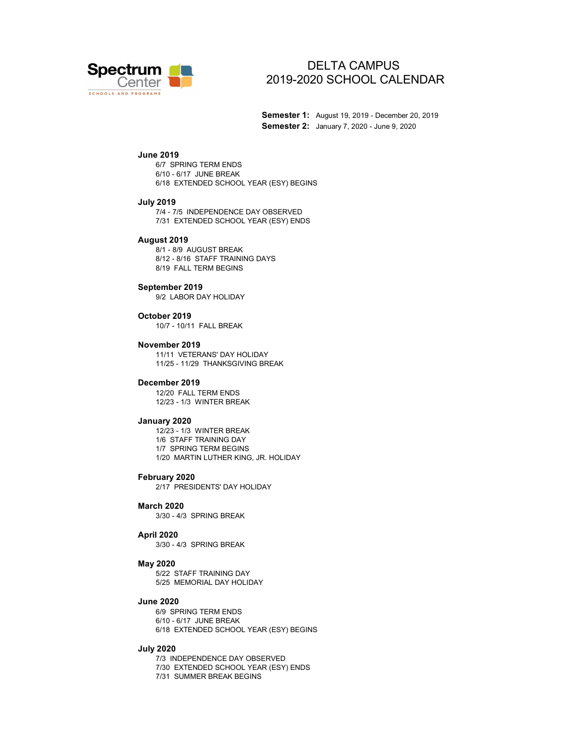Spectrum Center
SCHOOLS AND PROGRAMS

# DELTA CAMPUS
# 2019-2020 SCHOOL CALENDAR

**Semester 1:** August 19, 2019 - December 20, 2019
**Semester 2:** January 7, 2020 - June 9, 2020

**June 2019**
- 6/7 SPRING TERM ENDS
- 6/10 - 6/17 JUNE BREAK
- 6/18 EXTENDED SCHOOL YEAR (ESY) BEGINS

**July 2019**
- 7/4 - 7/5 INDEPENDENCE DAY OBSERVED
- 7/31 EXTENDED SCHOOL YEAR (ESY) ENDS

**August 2019**
- 8/1 - 8/9 AUGUST BREAK
- 8/12 - 8/16 STAFF TRAINING DAYS
- 8/19 FALL TERM BEGINS

**September 2019**
- 9/2 LABOR DAY HOLIDAY

**October 2019**
- 10/7 - 10/11 FALL BREAK

**November 2019**
- 11/11 VETERANS' DAY HOLIDAY
- 11/25 - 11/29 THANKSGIVING BREAK

**December 2019**
- 12/20 FALL TERM ENDS
- 12/23 - 1/3 WINTER BREAK

**January 2020**
- 12/23 - 1/3 WINTER BREAK
- 1/6 STAFF TRAINING DAY
- 1/7 SPRING TERM BEGINS
- 1/20 MARTIN LUTHER KING, JR. HOLIDAY

**February 2020**
- 2/17 PRESIDENTS' DAY HOLIDAY

**March 2020**
- 3/30 - 4/3 SPRING BREAK

**April 2020**
- 3/30 - 4/3 SPRING BREAK

**May 2020**
- 5/22 STAFF TRAINING DAY
- 5/25 MEMORIAL DAY HOLIDAY

**June 2020**
- 6/9 SPRING TERM ENDS
- 6/10 - 6/17 JUNE BREAK
- 6/18 EXTENDED SCHOOL YEAR (ESY) BEGINS

**July 2020**
- 7/3 INDEPENDENCE DAY OBSERVED
- 7/30 EXTENDED SCHOOL YEAR (ESY) ENDS
- 7/31 SUMMER BREAK BEGINS